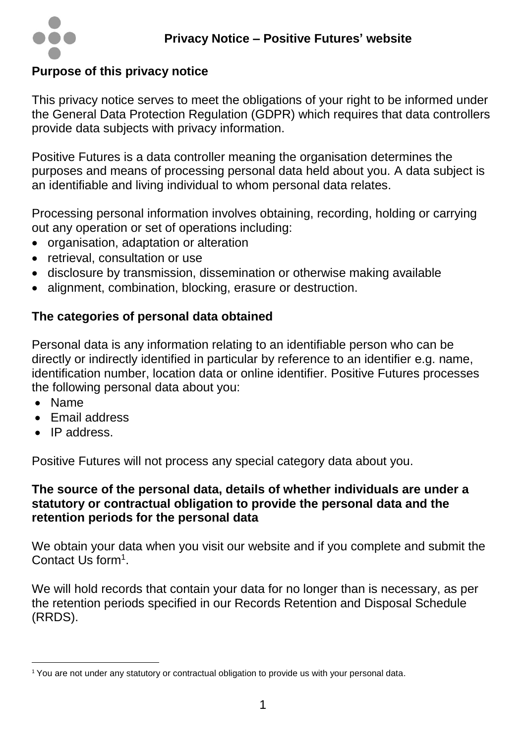# Privacy Notice – Positive Futures' website

## Purpose of this privacy notice

This privacy notice serves to meet the obligations of your right to be informed under the General Data Protection Regulation (GDPR) which requires that data controllers provide data subjects with privacy information.

Positive Futures is a data controller meaning the organisation determines the purposes and means of processing personal data held about you. A data subject is an identifiable and living individual to whom personal data relates.

Processing personal information involves obtaining, recording, holding or carrying out any operation or set of operations including:

- organisation, adaptation or alteration
- retrieval, consultation or use
- disclosure by transmission, dissemination or otherwise making available
- alignment, combination, blocking, erasure or destruction.

## The categories of personal data obtained

Personal data is any information relating to an identifiable person who can be directly or indirectly identified in particular by reference to an identifier e.g. name, identification number, location data or online identifier. Positive Futures processes the following personal data about you:

- Name
- Email address
- IP address.

Positive Futures will not process any special category data about you.

## The source of the personal data, details of whether individuals are under a statutory or contractual obligation to provide the personal data and the retention periods for the personal data

We obtain your data when you visit our website and if you complete and submit the Contact Us form[1].

We will hold records that contain your data for no longer than is necessary, as per the retention periods specified in our Records Retention and Disposal Schedule (RRDS).

---

[1] You are not under any statutory or contractual obligation to provide us with your personal data.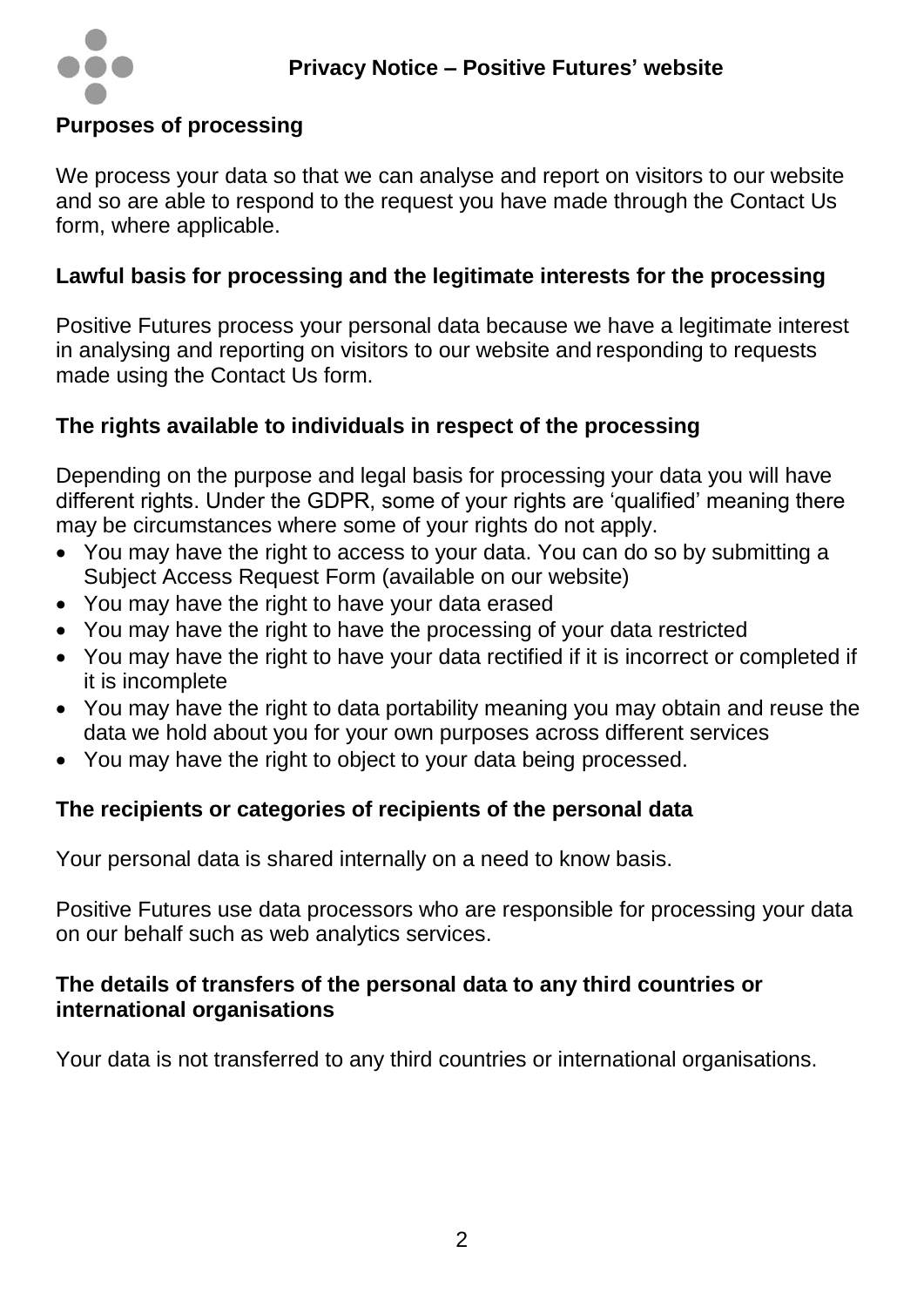## Purposes of processing

We process your data so that we can analyse and report on visitors to our website and so are able to respond to the request you have made through the Contact Us form, where applicable.

## Lawful basis for processing and the legitimate interests for the processing

Positive Futures process your personal data because we have a legitimate interest in analysing and reporting on visitors to our website and responding to requests made using the Contact Us form.

## The rights available to individuals in respect of the processing

Depending on the purpose and legal basis for processing your data you will have different rights. Under the GDPR, some of your rights are 'qualified' meaning there may be circumstances where some of your rights do not apply.

- You may have the right to access to your data. You can do so by submitting a Subject Access Request Form (available on our website)
- You may have the right to have your data erased
- You may have the right to have the processing of your data restricted
- You may have the right to have your data rectified if it is incorrect or completed if it is incomplete
- You may have the right to data portability meaning you may obtain and reuse the data we hold about you for your own purposes across different services
- You may have the right to object to your data being processed.

## The recipients or categories of recipients of the personal data

Your personal data is shared internally on a need to know basis.

Positive Futures use data processors who are responsible for processing your data on our behalf such as web analytics services.

## The details of transfers of the personal data to any third countries or international organisations

Your data is not transferred to any third countries or international organisations.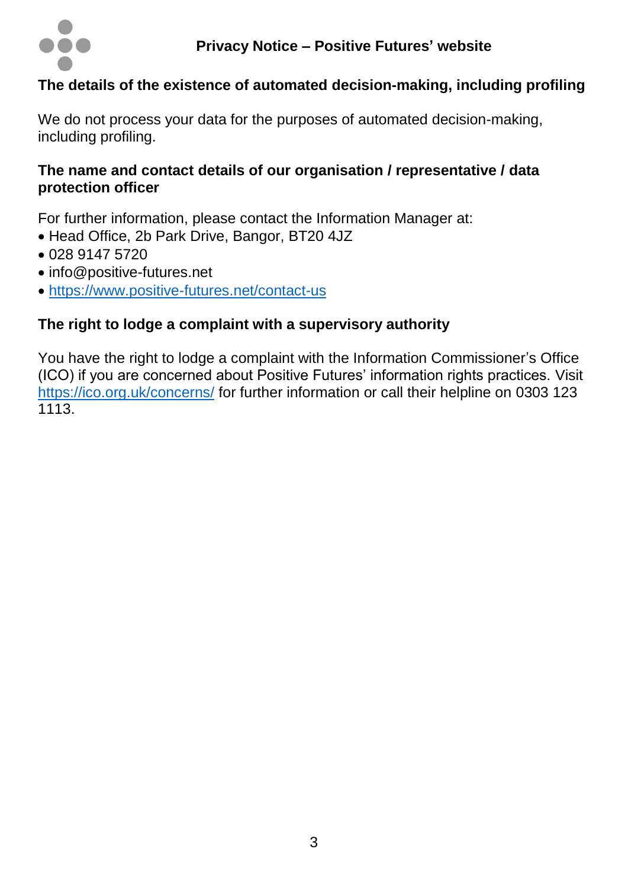## The details of the existence of automated decision-making, including profiling

We do not process your data for the purposes of automated decision-making, including profiling.

## The name and contact details of our organisation / representative / data protection officer

For further information, please contact the Information Manager at:

- Head Office, 2b Park Drive, Bangor, BT20 4JZ
- 028 9147 5720
- info@positive-futures.net
- [https://www.positive-futures.net/contact-us](https://www.positive-futures.net/contact-us)

## The right to lodge a complaint with a supervisory authority

You have the right to lodge a complaint with the Information Commissioner's Office (ICO) if you are concerned about Positive Futures' information rights practices. Visit [https://ico.org.uk/concerns/](https://ico.org.uk/concerns/) for further information or call their helpline on 0303 123 1113.